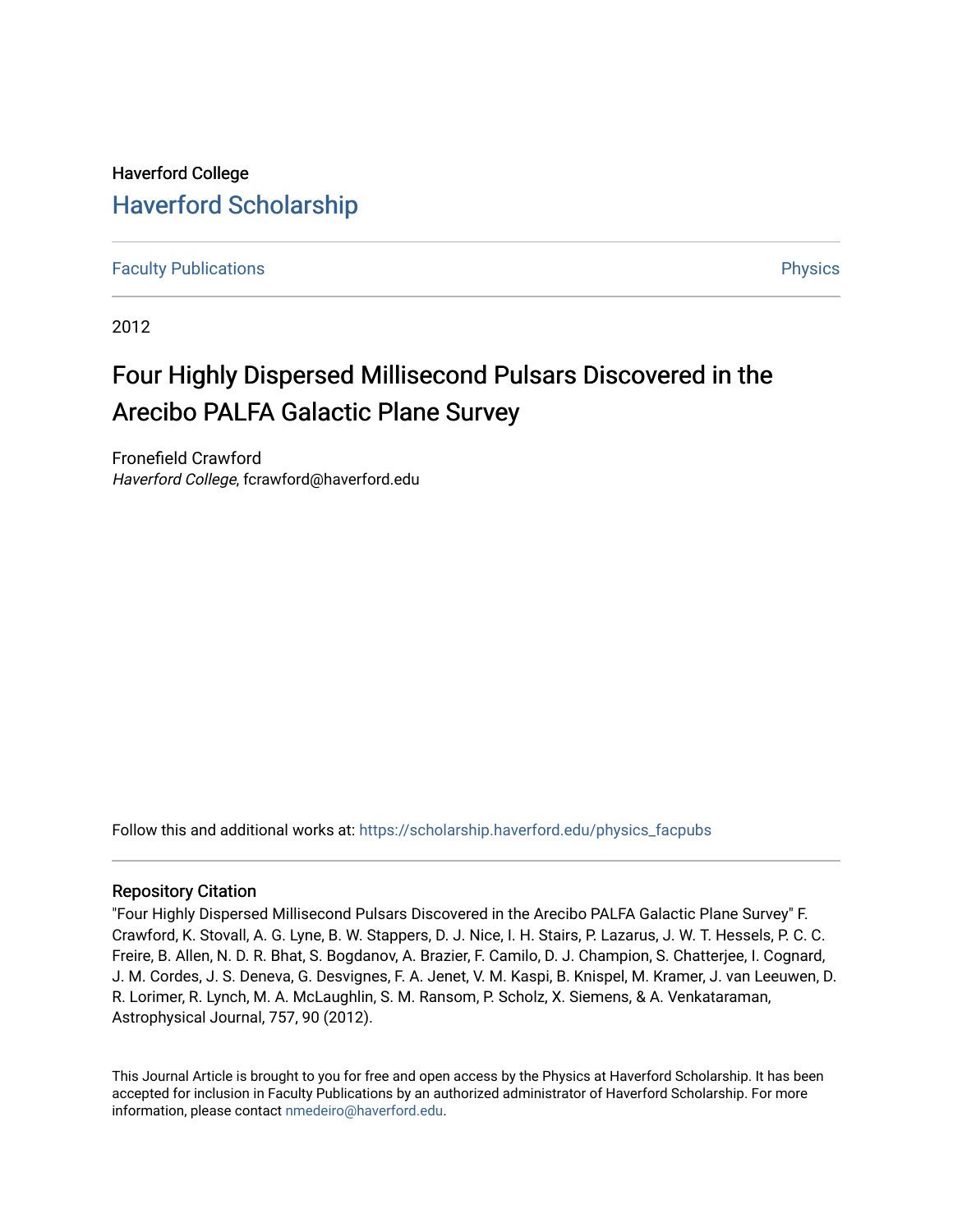Haverford College

## Haverford Scholarship

Faculty Publications | Physics

2012

# Four Highly Dispersed Millisecond Pulsars Discovered in the Arecibo PALFA Galactic Plane Survey

Fronefield Crawford
*Haverford College*, fcrawford@haverford.edu

Follow this and additional works at: https://scholarship.haverford.edu/physics_facpubs

### Repository Citation

"Four Highly Dispersed Millisecond Pulsars Discovered in the Arecibo PALFA Galactic Plane Survey" F. Crawford, K. Stovall, A. G. Lyne, B. W. Stappers, D. J. Nice, I. H. Stairs, P. Lazarus, J. W. T. Hessels, P. C. C. Freire, B. Allen, N. D. R. Bhat, S. Bogdanov, A. Brazier, F. Camilo, D. J. Champion, S. Chatterjee, I. Cognard, J. M. Cordes, J. S. Deneva, G. Desvignes, F. A. Jenet, V. M. Kaspi, B. Knispel, M. Kramer, J. van Leeuwen, D. R. Lorimer, R. Lynch, M. A. McLaughlin, S. M. Ransom, P. Scholz, X. Siemens, & A. Venkataraman, Astrophysical Journal, 757, 90 (2012).

This Journal Article is brought to you for free and open access by the Physics at Haverford Scholarship. It has been accepted for inclusion in Faculty Publications by an authorized administrator of Haverford Scholarship. For more information, please contact nmedeiro@haverford.edu.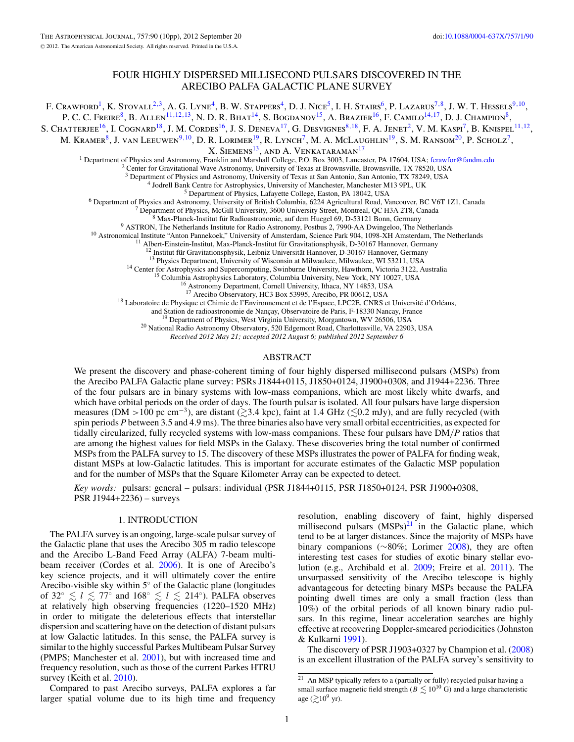# FOUR HIGHLY DISPERSED MILLISECOND PULSARS DISCOVERED IN THE ARECIBO PALFA GALACTIC PLANE SURVEY

F. Crawford[1], K. Stovall[2,3], A. G. Lyne[4], B. W. Stappers[4], D. J. Nice[5], I. H. Stairs[6], P. Lazarus[7,8], J. W. T. Hessels[9,10], P. C. C. Freire[8], B. Allen[11,12,13], N. D. R. Bhat[14], S. Bogdanov[15], A. Brazier[16], F. Camilo[14,17], D. J. Champion[8], S. Chatterjee[16], I. Cognard[18], J. M. Cordes[16], J. S. Deneva[17], G. Desvignes[8,18], F. A. Jenet[2], V. M. Kaspi[7], B. Knispel[11,12], M. Kramer[8], J. van Leeuwen[9,10], D. R. Lorimer[19], R. Lynch[7], M. A. McLaughlin[19], S. M. Ransom[20], P. Scholz[7], X. Siemens[13], and A. Venkataraman[17]

[1] Department of Physics and Astronomy, Franklin and Marshall College, P.O. Box 3003, Lancaster, PA 17604, USA; fcrawfor@fandm.edu
[2] Center for Gravitational Wave Astronomy, University of Texas at Brownsville, Brownsville, TX 78520, USA
[3] Department of Physics and Astronomy, University of Texas at San Antonio, San Antonio, TX 78249, USA
[4] Jodrell Bank Centre for Astrophysics, University of Manchester, Manchester M13 9PL, UK
[5] Department of Physics, Lafayette College, Easton, PA 18042, USA
[6] Department of Physics and Astronomy, University of British Columbia, 6224 Agricultural Road, Vancouver, BC V6T 1Z1, Canada
[7] Department of Physics, McGill University, 3600 University Street, Montreal, QC H3A 2T8, Canada
[8] Max-Planck-Institut für Radioastronomie, auf dem Huegel 69, D-53121 Bonn, Germany
[9] ASTRON, The Netherlands Institute for Radio Astronomy, Postbus 2, 7990-AA Dwingeloo, The Netherlands
[10] Astronomical Institute "Anton Pannekoek," University of Amsterdam, Science Park 904, 1098-XH Amsterdam, The Netherlands
[11] Albert-Einstein-Institut, Max-Planck-Institut für Gravitationsphysik, D-30167 Hannover, Germany
[12] Institut für Gravitationsphysik, Leibniz Universität Hannover, D-30167 Hannover, Germany
[13] Physics Department, University of Wisconsin at Milwaukee, Milwaukee, WI 53211, USA
[14] Center for Astrophysics and Supercomputing, Swinburne University, Hawthorn, Victoria 3122, Australia
[15] Columbia Astrophysics Laboratory, Columbia University, New York, NY 10027, USA
[16] Astronomy Department, Cornell University, Ithaca, NY 14853, USA
[17] Arecibo Observatory, HC3 Box 53995, Arecibo, PR 00612, USA
[18] Laboratoire de Physique et Chimie de l'Environnement et de l'Espace, LPC2E, CNRS et Université d'Orléans, and Station de radioastronomie de Nançay, Observatoire de Paris, F-18330 Nancay, France
[19] Department of Physics, West Virginia University, Morgantown, WV 26506, USA
[20] National Radio Astronomy Observatory, 520 Edgemont Road, Charlottesville, VA 22903, USA

*Received 2012 May 21; accepted 2012 August 6; published 2012 September 6*

## ABSTRACT

We present the discovery and phase-coherent timing of four highly dispersed millisecond pulsars (MSPs) from the Arecibo PALFA Galactic plane survey: PSRs J1844+0115, J1850+0124, J1900+0308, and J1944+2236. Three of the four pulsars are in binary systems with low-mass companions, which are most likely white dwarfs, and which have orbital periods on the order of days. The fourth pulsar is isolated. All four pulsars have large dispersion measures (DM $>100$ pc cm$^{-3}$), are distant ($\gtrsim$3.4 kpc), faint at 1.4 GHz ($\lesssim$0.2 mJy), and are fully recycled (with spin periods $P$ between 3.5 and 4.9 ms). The three binaries also have very small orbital eccentricities, as expected for tidally circularized, fully recycled systems with low-mass companions. These four pulsars have DM/$P$ ratios that are among the highest values for field MSPs in the Galaxy. These discoveries bring the total number of confirmed MSPs from the PALFA survey to 15. The discovery of these MSPs illustrates the power of PALFA for finding weak, distant MSPs at low-Galactic latitudes. This is important for accurate estimates of the Galactic MSP population and for the number of MSPs that the Square Kilometer Array can be expected to detect.

*Key words:* pulsars: general – pulsars: individual (PSR J1844+0115, PSR J1850+0124, PSR J1900+0308, PSR J1944+2236) – surveys

## 1. INTRODUCTION

The PALFA survey is an ongoing, large-scale pulsar survey of the Galactic plane that uses the Arecibo 305 m radio telescope and the Arecibo L-Band Feed Array (ALFA) 7-beam multi-beam receiver (Cordes et al. 2006). It is one of Arecibo's key science projects, and it will ultimately cover the entire Arecibo-visible sky within 5° of the Galactic plane (longitudes of 32° $\lesssim l \lesssim$ 77° and 168° $\lesssim l \lesssim$ 214°). PALFA observes at relatively high observing frequencies (1220–1520 MHz) in order to mitigate the deleterious effects that interstellar dispersion and scattering have on the detection of distant pulsars at low Galactic latitudes. In this sense, the PALFA survey is similar to the highly successful Parkes Multibeam Pulsar Survey (PMPS; Manchester et al. 2001), but with increased time and frequency resolution, such as those of the current Parkes HTRU survey (Keith et al. 2010).

Compared to past Arecibo surveys, PALFA explores a far larger spatial volume due to its high time and frequency resolution, enabling discovery of faint, highly dispersed millisecond pulsars (MSPs)[21] in the Galactic plane, which tend to be at larger distances. Since the majority of MSPs have binary companions (∼80%; Lorimer 2008), they are often interesting test cases for studies of exotic binary stellar evolution (e.g., Archibald et al. 2009; Freire et al. 2011). The unsurpassed sensitivity of the Arecibo telescope is highly advantageous for detecting binary MSPs because the PALFA pointing dwell times are only a small fraction (less than 10%) of the orbital periods of all known binary radio pulsars. In this regime, linear acceleration searches are highly effective at recovering Doppler-smeared periodicities (Johnston & Kulkarni 1991).

The discovery of PSR J1903+0327 by Champion et al. (2008) is an excellent illustration of the PALFA survey's sensitivity to

[21] An MSP typically refers to a (partially or fully) recycled pulsar having a small surface magnetic field strength ($B \lesssim 10^{10}$ G) and a large characteristic age ($\gtrsim 10^9$ yr).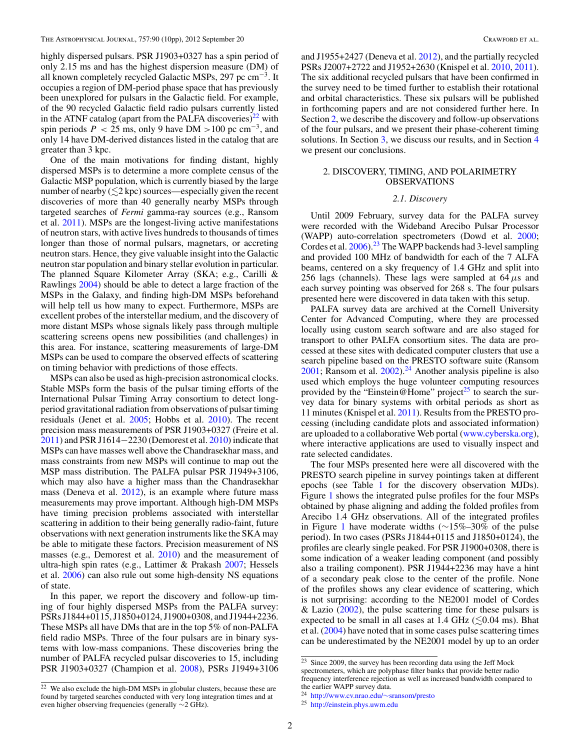highly dispersed pulsars. PSR J1903+0327 has a spin period of only 2.15 ms and has the highest dispersion measure (DM) of all known completely recycled Galactic MSPs, 297 pc cm$^{-3}$. It occupies a region of DM-period phase space that has previously been unexplored for pulsars in the Galactic field. For example, of the 90 recycled Galactic field radio pulsars currently listed in the ATNF catalog (apart from the PALFA discoveries)[22] with spin periods $P < 25$ ms, only 9 have DM $>$100 pc cm$^{-3}$, and only 14 have DM-derived distances listed in the catalog that are greater than 3 kpc.

One of the main motivations for finding distant, highly dispersed MSPs is to determine a more complete census of the Galactic MSP population, which is currently biased by the large number of nearby ($\lesssim$2 kpc) sources—especially given the recent discoveries of more than 40 generally nearby MSPs through targeted searches of *Fermi* gamma-ray sources (e.g., Ransom et al. 2011). MSPs are the longest-living active manifestations of neutron stars, with active lives hundreds to thousands of times longer than those of normal pulsars, magnetars, or accreting neutron stars. Hence, they give valuable insight into the Galactic neutron star population and binary stellar evolution in particular. The planned Square Kilometer Array (SKA; e.g., Carilli & Rawlings 2004) should be able to detect a large fraction of the MSPs in the Galaxy, and finding high-DM MSPs beforehand will help tell us how many to expect. Furthermore, MSPs are excellent probes of the interstellar medium, and the discovery of more distant MSPs whose signals likely pass through multiple scattering screens opens new possibilities (and challenges) in this area. For instance, scattering measurements of large-DM MSPs can be used to compare the observed effects of scattering on timing behavior with predictions of those effects.

MSPs can also be used as high-precision astronomical clocks. Stable MSPs form the basis of the pulsar timing efforts of the International Pulsar Timing Array consortium to detect long-period gravitational radiation from observations of pulsar timing residuals (Jenet et al. 2005; Hobbs et al. 2010). The recent precision mass measurements of PSR J1903+0327 (Freire et al. 2011) and PSR J1614−2230 (Demorest et al. 2010) indicate that MSPs can have masses well above the Chandrasekhar mass, and mass constraints from new MSPs will continue to map out the MSP mass distribution. The PALFA pulsar PSR J1949+3106, which may also have a higher mass than the Chandrasekhar mass (Deneva et al. 2012), is an example where future mass measurements may prove important. Although high-DM MSPs have timing precision problems associated with interstellar scattering in addition to their being generally radio-faint, future observations with next generation instruments like the SKA may be able to mitigate these factors. Precision measurement of NS masses (e.g., Demorest et al. 2010) and the measurement of ultra-high spin rates (e.g., Lattimer & Prakash 2007; Hessels et al. 2006) can also rule out some high-density NS equations of state.

In this paper, we report the discovery and follow-up timing of four highly dispersed MSPs from the PALFA survey: PSRs J1844+0115, J1850+0124, J1900+0308, and J1944+2236. These MSPs all have DMs that are in the top 5% of non-PALFA field radio MSPs. Three of the four pulsars are in binary systems with low-mass companions. These discoveries bring the number of PALFA recycled pulsar discoveries to 15, including PSR J1903+0327 (Champion et al. 2008), PSRs J1949+3106 and J1955+2427 (Deneva et al. 2012), and the partially recycled PSRs J2007+2722 and J1952+2630 (Knispel et al. 2010, 2011). The six additional recycled pulsars that have been confirmed in the survey need to be timed further to establish their rotational and orbital characteristics. These six pulsars will be published in forthcoming papers and are not considered further here. In Section 2, we describe the discovery and follow-up observations of the four pulsars, and we present their phase-coherent timing solutions. In Section 3, we discuss our results, and in Section 4 we present our conclusions.

## 2. DISCOVERY, TIMING, AND POLARIMETRY OBSERVATIONS

### 2.1. Discovery

Until 2009 February, survey data for the PALFA survey were recorded with the Wideband Arecibo Pulsar Processor (WAPP) auto-correlation spectrometers (Dowd et al. 2000; Cordes et al. 2006).[23] The WAPP backends had 3-level sampling and provided 100 MHz of bandwidth for each of the 7 ALFA beams, centered on a sky frequency of 1.4 GHz and split into 256 lags (channels). These lags were sampled at 64 $\mu$s and each survey pointing was observed for 268 s. The four pulsars presented here were discovered in data taken with this setup.

PALFA survey data are archived at the Cornell University Center for Advanced Computing, where they are processed locally using custom search software and are also staged for transport to other PALFA consortium sites. The data are processed at these sites with dedicated computer clusters that use a search pipeline based on the PRESTO software suite (Ransom 2001; Ransom et al. 2002).[24] Another analysis pipeline is also used which employs the huge volunteer computing resources provided by the "Einstein@Home" project[25] to search the survey data for binary systems with orbital periods as short as 11 minutes (Knispel et al. 2011). Results from the PRESTO processing (including candidate plots and associated information) are uploaded to a collaborative Web portal (www.cyberska.org), where interactive applications are used to visually inspect and rate selected candidates.

The four MSPs presented here were all discovered with the PRESTO search pipeline in survey pointings taken at different epochs (see Table 1 for the discovery observation MJDs). Figure 1 shows the integrated pulse profiles for the four MSPs obtained by phase aligning and adding the folded profiles from Arecibo 1.4 GHz observations. All of the integrated profiles in Figure 1 have moderate widths (∼15%–30% of the pulse period). In two cases (PSRs J1844+0115 and J1850+0124), the profiles are clearly single peaked. For PSR J1900+0308, there is some indication of a weaker leading component (and possibly also a trailing component). PSR J1944+2236 may have a hint of a secondary peak close to the center of the profile. None of the profiles shows any clear evidence of scattering, which is not surprising: according to the NE2001 model of Cordes & Lazio (2002), the pulse scattering time for these pulsars is expected to be small in all cases at 1.4 GHz ($\lesssim$0.04 ms). Bhat et al. (2004) have noted that in some cases pulse scattering times can be underestimated by the NE2001 model by up to an order

---

[22] We also exclude the high-DM MSPs in globular clusters, because these are found by targeted searches conducted with very long integration times and at even higher observing frequencies (generally ∼2 GHz).

[23] Since 2009, the survey has been recording data using the Jeff Mock spectrometers, which are polyphase filter banks that provide better radio frequency interference rejection as well as increased bandwidth compared to the earlier WAPP survey data.

[24] http://www.cv.nrao.edu/∼sransom/presto

[25] http://einstein.phys.uwm.edu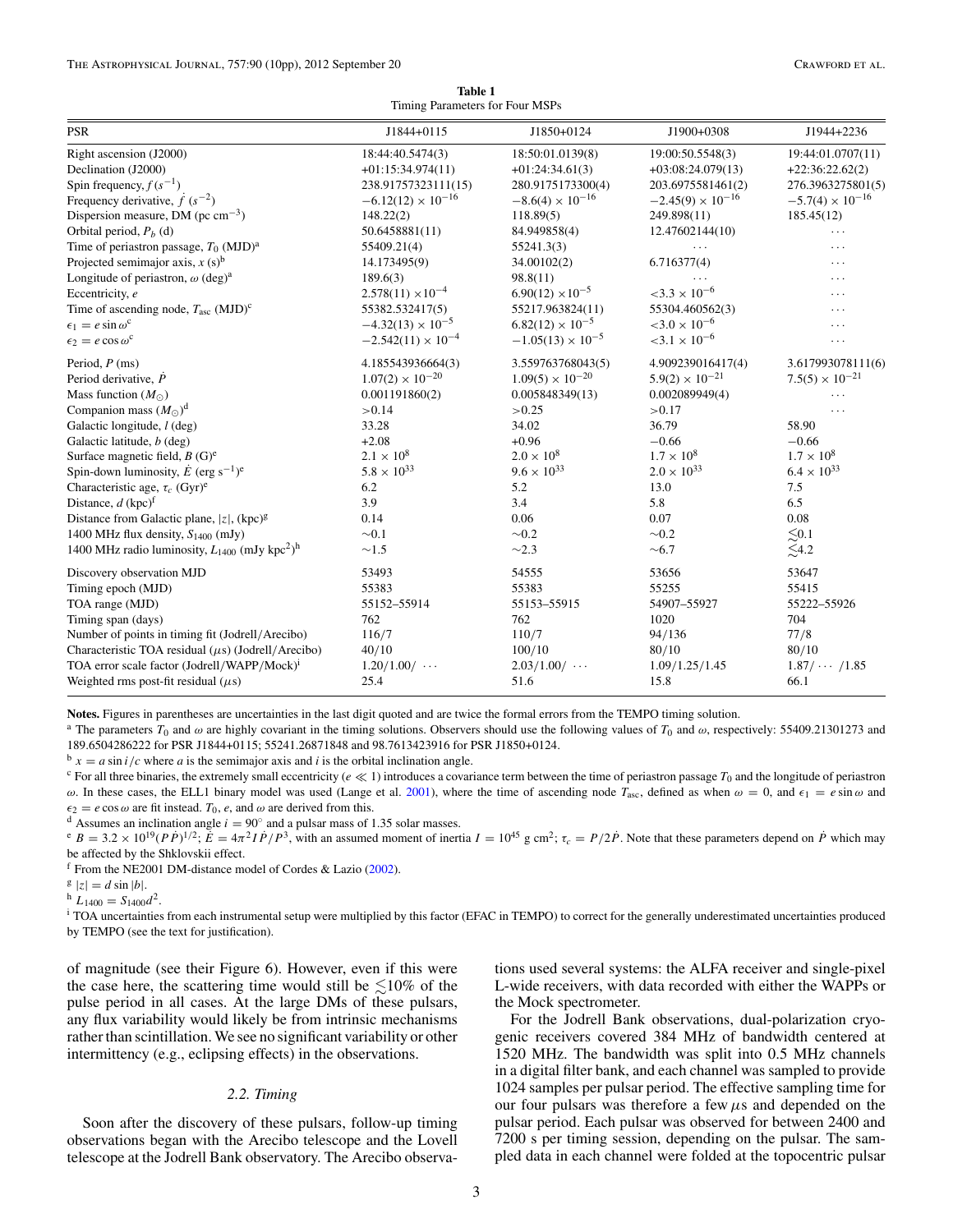**Table 1**
Timing Parameters for Four MSPs

| PSR | J1844+0115 | J1850+0124 | J1900+0308 | J1944+2236 |
|---|---|---|---|---|
| Right ascension (J2000) | 18:44:40.5474(3) | 18:50:01.0139(8) | 19:00:50.5548(3) | 19:44:01.0707(11) |
| Declination (J2000) | +01:15:34.974(11) | +01:24:34.61(3) | +03:08:24.079(13) | +22:36:22.62(2) |
| Spin frequency, $f$ ($s^{-1}$) | 238.91757323111(15) | 280.9175173300(4) | 203.6975581461(2) | 276.3963275801(5) |
| Frequency derivative, $\dot{f}$ ($s^{-2}$) | $-6.12(12) \times 10^{-16}$ | $-8.6(4) \times 10^{-16}$ | $-2.45(9) \times 10^{-16}$ | $-5.7(4) \times 10^{-16}$ |
| Dispersion measure, DM (pc $cm^{-3}$) | 148.22(2) | 118.89(5) | 249.898(11) | 185.45(12) |
| Orbital period, $P_b$ (d) | 50.6458881(11) | 84.949858(4) | 12.47602144(10) | ··· |
| Time of periastron passage, $T_0$ (MJD)[a] | 55409.21(4) | 55241.3(3) | ··· | ··· |
| Projected semimajor axis, $x$ (s)[b] | 14.173495(9) | 34.00102(2) | 6.716377(4) | ··· |
| Longitude of periastron, $\omega$ (deg)[a] | 189.6(3) | 98.8(11) | ··· | ··· |
| Eccentricity, $e$ | $2.578(11) \times 10^{-4}$ | $6.90(12) \times 10^{-5}$ | $<3.3 \times 10^{-6}$ | ··· |
| Time of ascending node, $T_{\rm asc}$ (MJD)[c] | 55382.532417(5) | 55217.963824(11) | 55304.460562(3) | ··· |
| $\epsilon_1 = e \sin\omega$[c] | $-4.32(13) \times 10^{-5}$ | $6.82(12) \times 10^{-5}$ | $<3.0 \times 10^{-6}$ | ··· |
| $\epsilon_2 = e \cos\omega$[c] | $-2.542(11) \times 10^{-4}$ | $-1.05(13) \times 10^{-5}$ | $<3.1 \times 10^{-6}$ | ··· |
| Period, $P$ (ms) | 4.185543936664(3) | 3.559763768043(5) | 4.909239016417(4) | 3.617993078111(6) |
| Period derivative, $\dot{P}$ | $1.07(2) \times 10^{-20}$ | $1.09(5) \times 10^{-20}$ | $5.9(2) \times 10^{-21}$ | $7.5(5) \times 10^{-21}$ |
| Mass function ($M_\odot$) | 0.001191860(2) | 0.005848349(13) | 0.002089949(4) | ··· |
| Companion mass ($M_\odot$)[d] | >0.14 | >0.25 | >0.17 | ··· |
| Galactic longitude, $l$ (deg) | 33.28 | 34.02 | 36.79 | 58.90 |
| Galactic latitude, $b$ (deg) | +2.08 | +0.96 | −0.66 | −0.66 |
| Surface magnetic field, $B$ (G)[e] | $2.1 \times 10^{8}$ | $2.0 \times 10^{8}$ | $1.7 \times 10^{8}$ | $1.7 \times 10^{8}$ |
| Spin-down luminosity, $\dot{E}$ (erg $s^{-1}$)[e] | $5.8 \times 10^{33}$ | $9.6 \times 10^{33}$ | $2.0 \times 10^{33}$ | $6.4 \times 10^{33}$ |
| Characteristic age, $\tau_c$ (Gyr)[e] | 6.2 | 5.2 | 13.0 | 7.5 |
| Distance, $d$ (kpc)[f] | 3.9 | 3.4 | 5.8 | 6.5 |
| Distance from Galactic plane, $\|z\|$, (kpc)[g] | 0.14 | 0.06 | 0.07 | 0.08 |
| 1400 MHz flux density, $S_{1400}$ (mJy) | ∼0.1 | ∼0.2 | ∼0.2 | $\lesssim$0.1 |
| 1400 MHz radio luminosity, $L_{1400}$ (mJy kpc$^2$)[h] | ∼1.5 | ∼2.3 | ∼6.7 | $\lesssim$4.2 |
| Discovery observation MJD | 53493 | 54555 | 53656 | 53647 |
| Timing epoch (MJD) | 55383 | 55383 | 55255 | 55415 |
| TOA range (MJD) | 55152–55914 | 55153–55915 | 54907–55927 | 55222–55926 |
| Timing span (days) | 762 | 762 | 1020 | 704 |
| Number of points in timing fit (Jodrell/Arecibo) | 116/7 | 110/7 | 94/136 | 77/8 |
| Characteristic TOA residual ($\mu$s) (Jodrell/Arecibo) | 40/10 | 100/10 | 80/10 | 80/10 |
| TOA error scale factor (Jodrell/WAPP/Mock)[i] | 1.20/1.00/ ··· | 2.03/1.00/ ··· | 1.09/1.25/1.45 | 1.87/ ··· /1.85 |
| Weighted rms post-fit residual ($\mu$s) | 25.4 | 51.6 | 15.8 | 66.1 |

**Notes.** Figures in parentheses are uncertainties in the last digit quoted and are twice the formal errors from the TEMPO timing solution.

[a] The parameters $T_0$ and $\omega$ are highly covariant in the timing solutions. Observers should use the following values of $T_0$ and $\omega$, respectively: 55409.21301273 and 189.6504286222 for PSR J1844+0115; 55241.26871848 and 98.7613423916 for PSR J1850+0124.

[b] $x = a \sin i/c$ where $a$ is the semimajor axis and $i$ is the orbital inclination angle.

[c] For all three binaries, the extremely small eccentricity ($e \ll 1$) introduces a covariance term between the time of periastron passage $T_0$ and the longitude of periastron $\omega$. In these cases, the ELL1 binary model was used (Lange et al. 2001), where the time of ascending node $T_{\rm asc}$, defined as when $\omega = 0$, and $\epsilon_1 = e \sin\omega$ and $\epsilon_2 = e\cos\omega$ are fit instead. $T_0$, $e$, and $\omega$ are derived from this.

[d] Assumes an inclination angle $i = 90°$ and a pulsar mass of 1.35 solar masses.

[e] $B = 3.2 \times 10^{19}(P\dot{P})^{1/2}$; $\dot{E} = 4\pi^2 I \dot{P}/P^3$, with an assumed moment of inertia $I = 10^{45}$ g cm$^2$; $\tau_c = P/2\dot{P}$. Note that these parameters depend on $\dot{P}$ which may be affected by the Shklovskii effect.

[f] From the NE2001 DM-distance model of Cordes & Lazio (2002).

[g] $|z| = d \sin|b|$.

[h] $L_{1400} = S_{1400} d^2$.

[i] TOA uncertainties from each instrumental setup were multiplied by this factor (EFAC in TEMPO) to correct for the generally underestimated uncertainties produced by TEMPO (see the text for justification).

of magnitude (see their Figure 6). However, even if this were the case here, the scattering time would still be $\lesssim$10% of the pulse period in all cases. At the large DMs of these pulsars, any flux variability would likely be from intrinsic mechanisms rather than scintillation. We see no significant variability or other intermittency (e.g., eclipsing effects) in the observations.

### 2.2. Timing

Soon after the discovery of these pulsars, follow-up timing observations began with the Arecibo telescope and the Lovell telescope at the Jodrell Bank observatory. The Arecibo observations used several systems: the ALFA receiver and single-pixel L-wide receivers, with data recorded with either the WAPPs or the Mock spectrometer.

For the Jodrell Bank observations, dual-polarization cryogenic receivers covered 384 MHz of bandwidth centered at 1520 MHz. The bandwidth was split into 0.5 MHz channels in a digital filter bank, and each channel was sampled to provide 1024 samples per pulsar period. The effective sampling time for our four pulsars was therefore a few $\mu$s and depended on the pulsar period. Each pulsar was observed for between 2400 and 7200 s per timing session, depending on the pulsar. The sampled data in each channel were folded at the topocentric pulsar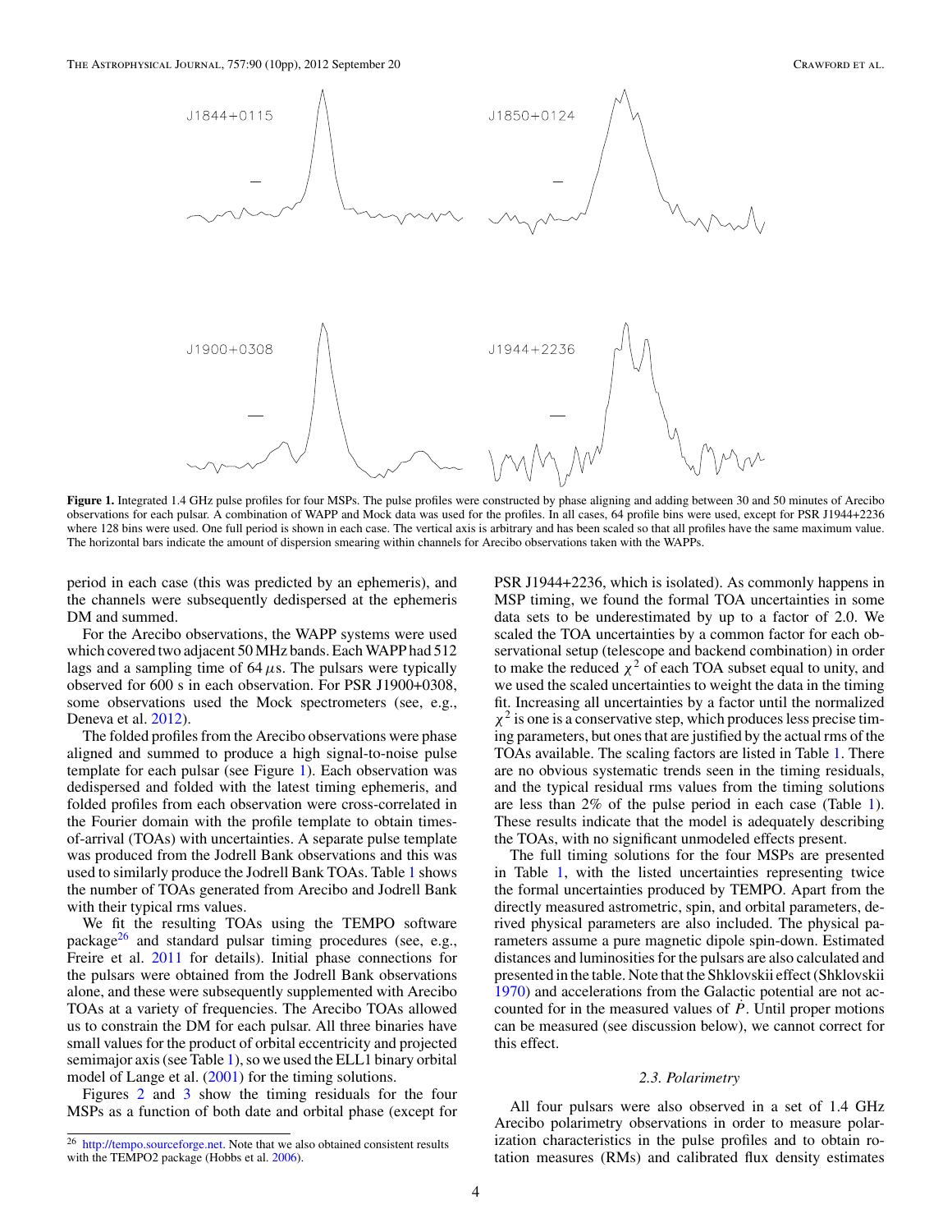**Figure 1.** Integrated 1.4 GHz pulse profiles for four MSPs. The pulse profiles were constructed by phase aligning and adding between 30 and 50 minutes of Arecibo observations for each pulsar. A combination of WAPP and Mock data was used for the profiles. In all cases, 64 profile bins were used, except for PSR J1944+2236 where 128 bins were used. One full period is shown in each case. The vertical axis is arbitrary and has been scaled so that all profiles have the same maximum value. The horizontal bars indicate the amount of dispersion smearing within channels for Arecibo observations taken with the WAPPs.

period in each case (this was predicted by an ephemeris), and the channels were subsequently dedispersed at the ephemeris DM and summed.

For the Arecibo observations, the WAPP systems were used which covered two adjacent 50 MHz bands. Each WAPP had 512 lags and a sampling time of 64 $\mu$s. The pulsars were typically observed for 600 s in each observation. For PSR J1900+0308, some observations used the Mock spectrometers (see, e.g., Deneva et al. 2012).

The folded profiles from the Arecibo observations were phase aligned and summed to produce a high signal-to-noise pulse template for each pulsar (see Figure 1). Each observation was dedispersed and folded with the latest timing ephemeris, and folded profiles from each observation were cross-correlated in the Fourier domain with the profile template to obtain times-of-arrival (TOAs) with uncertainties. A separate pulse template was produced from the Jodrell Bank observations and this was used to similarly produce the Jodrell Bank TOAs. Table 1 shows the number of TOAs generated from Arecibo and Jodrell Bank with their typical rms values.

We fit the resulting TOAs using the TEMPO software package[26] and standard pulsar timing procedures (see, e.g., Freire et al. 2011 for details). Initial phase connections for the pulsars were obtained from the Jodrell Bank observations alone, and these were subsequently supplemented with Arecibo TOAs at a variety of frequencies. The Arecibo TOAs allowed us to constrain the DM for each pulsar. All three binaries have small values for the product of orbital eccentricity and projected semimajor axis (see Table 1), so we used the ELL1 binary orbital model of Lange et al. (2001) for the timing solutions.

Figures 2 and 3 show the timing residuals for the four MSPs as a function of both date and orbital phase (except for PSR J1944+2236, which is isolated). As commonly happens in MSP timing, we found the formal TOA uncertainties in some data sets to be underestimated by up to a factor of 2.0. We scaled the TOA uncertainties by a common factor for each observational setup (telescope and backend combination) in order to make the reduced $\chi^2$ of each TOA subset equal to unity, and we used the scaled uncertainties to weight the data in the timing fit. Increasing all uncertainties by a factor until the normalized $\chi^2$ is one is a conservative step, which produces less precise timing parameters, but ones that are justified by the actual rms of the TOAs available. The scaling factors are listed in Table 1. There are no obvious systematic trends seen in the timing residuals, and the typical residual rms values from the timing solutions are less than 2% of the pulse period in each case (Table 1). These results indicate that the model is adequately describing the TOAs, with no significant unmodeled effects present.

The full timing solutions for the four MSPs are presented in Table 1, with the listed uncertainties representing twice the formal uncertainties produced by TEMPO. Apart from the directly measured astrometric, spin, and orbital parameters, derived physical parameters are also included. The physical parameters assume a pure magnetic dipole spin-down. Estimated distances and luminosities for the pulsars are also calculated and presented in the table. Note that the Shklovskii effect (Shklovskii 1970) and accelerations from the Galactic potential are not accounted for in the measured values of $\dot{P}$. Until proper motions can be measured (see discussion below), we cannot correct for this effect.

### 2.3. Polarimetry

All four pulsars were also observed in a set of 1.4 GHz Arecibo polarimetry observations in order to measure polarization characteristics in the pulse profiles and to obtain rotation measures (RMs) and calibrated flux density estimates

[26] http://tempo.sourceforge.net. Note that we also obtained consistent results with the TEMPO2 package (Hobbs et al. 2006).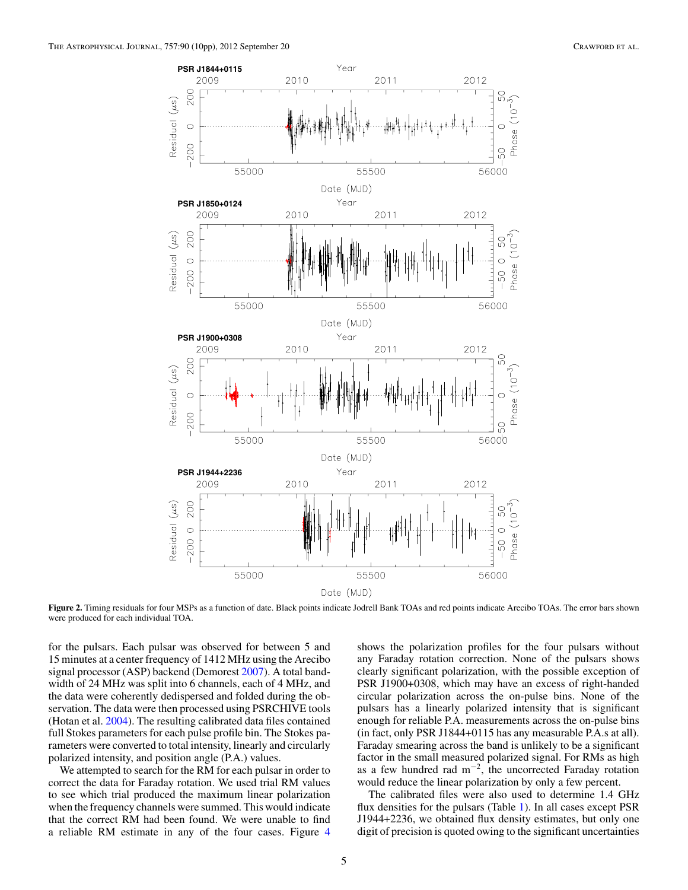**Figure 2.** Timing residuals for four MSPs as a function of date. Black points indicate Jodrell Bank TOAs and red points indicate Arecibo TOAs. The error bars shown were produced for each individual TOA.

for the pulsars. Each pulsar was observed for between 5 and 15 minutes at a center frequency of 1412 MHz using the Arecibo signal processor (ASP) backend (Demorest 2007). A total bandwidth of 24 MHz was split into 6 channels, each of 4 MHz, and the data were coherently dedispersed and folded during the observation. The data were then processed using PSRCHIVE tools (Hotan et al. 2004). The resulting calibrated data files contained full Stokes parameters for each pulse profile bin. The Stokes parameters were converted to total intensity, linearly and circularly polarized intensity, and position angle (P.A.) values.

We attempted to search for the RM for each pulsar in order to correct the data for Faraday rotation. We used trial RM values to see which trial produced the maximum linear polarization when the frequency channels were summed. This would indicate that the correct RM had been found. We were unable to find a reliable RM estimate in any of the four cases. Figure 4 shows the polarization profiles for the four pulsars without any Faraday rotation correction. None of the pulsars shows clearly significant polarization, with the possible exception of PSR J1900+0308, which may have an excess of right-handed circular polarization across the on-pulse bins. None of the pulsars has a linearly polarized intensity that is significant enough for reliable P.A. measurements across the on-pulse bins (in fact, only PSR J1844+0115 has any measurable P.A.s at all). Faraday smearing across the band is unlikely to be a significant factor in the small measured polarized signal. For RMs as high as a few hundred rad m$^{-2}$, the uncorrected Faraday rotation would reduce the linear polarization by only a few percent.

The calibrated files were also used to determine 1.4 GHz flux densities for the pulsars (Table 1). In all cases except PSR J1944+2236, we obtained flux density estimates, but only one digit of precision is quoted owing to the significant uncertainties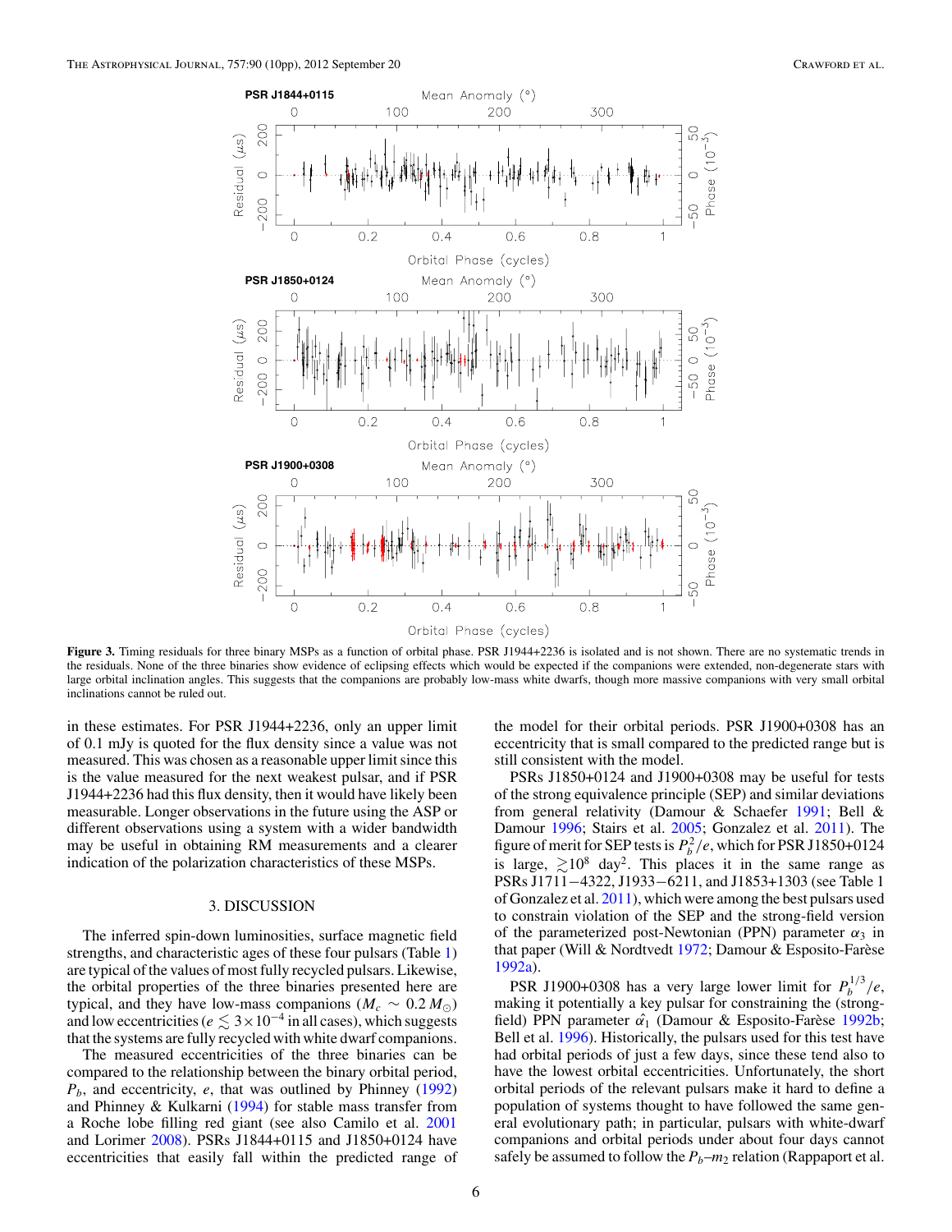**Figure 3.** Timing residuals for three binary MSPs as a function of orbital phase. PSR J1944+2236 is isolated and is not shown. There are no systematic trends in the residuals. None of the three binaries show evidence of eclipsing effects which would be expected if the companions were extended, non-degenerate stars with large orbital inclination angles. This suggests that the companions are probably low-mass white dwarfs, though more massive companions with very small orbital inclinations cannot be ruled out.

in these estimates. For PSR J1944+2236, only an upper limit of 0.1 mJy is quoted for the flux density since a value was not measured. This was chosen as a reasonable upper limit since this is the value measured for the next weakest pulsar, and if PSR J1944+2236 had this flux density, then it would have likely been measurable. Longer observations in the future using the ASP or different observations using a system with a wider bandwidth may be useful in obtaining RM measurements and a clearer indication of the polarization characteristics of these MSPs.

## 3. DISCUSSION

The inferred spin-down luminosities, surface magnetic field strengths, and characteristic ages of these four pulsars (Table 1) are typical of the values of most fully recycled pulsars. Likewise, the orbital properties of the three binaries presented here are typical, and they have low-mass companions ($M_c \sim 0.2\, M_\odot$) and low eccentricities ($e \lesssim 3 \times 10^{-4}$ in all cases), which suggests that the systems are fully recycled with white dwarf companions.

The measured eccentricities of the three binaries can be compared to the relationship between the binary orbital period, $P_b$, and eccentricity, $e$, that was outlined by Phinney (1992) and Phinney & Kulkarni (1994) for stable mass transfer from a Roche lobe filling red giant (see also Camilo et al. 2001 and Lorimer 2008). PSRs J1844+0115 and J1850+0124 have eccentricities that easily fall within the predicted range of the model for their orbital periods. PSR J1900+0308 has an eccentricity that is small compared to the predicted range but is still consistent with the model.

PSRs J1850+0124 and J1900+0308 may be useful for tests of the strong equivalence principle (SEP) and similar deviations from general relativity (Damour & Schaefer 1991; Bell & Damour 1996; Stairs et al. 2005; Gonzalez et al. 2011). The figure of merit for SEP tests is $P_b^2/e$, which for PSR J1850+0124 is large, $\gtrsim 10^8$ day$^2$. This places it in the same range as PSRs J1711−4322, J1933−6211, and J1853+1303 (see Table 1 of Gonzalez et al. 2011), which were among the best pulsars used to constrain violation of the SEP and the strong-field version of the parameterized post-Newtonian (PPN) parameter $\alpha_3$ in that paper (Will & Nordtvedt 1972; Damour & Esposito-Farèse 1992a).

PSR J1900+0308 has a very large lower limit for $P_b^{1/3}/e$, making it potentially a key pulsar for constraining the (strong-field) PPN parameter $\hat{\alpha}_1$ (Damour & Esposito-Farèse 1992b; Bell et al. 1996). Historically, the pulsars used for this test have had orbital periods of just a few days, since these tend also to have the lowest orbital eccentricities. Unfortunately, the short orbital periods of the relevant pulsars make it hard to define a population of systems thought to have followed the same general evolutionary path; in particular, pulsars with white-dwarf companions and orbital periods under about four days cannot safely be assumed to follow the $P_b$–$m_2$ relation (Rappaport et al.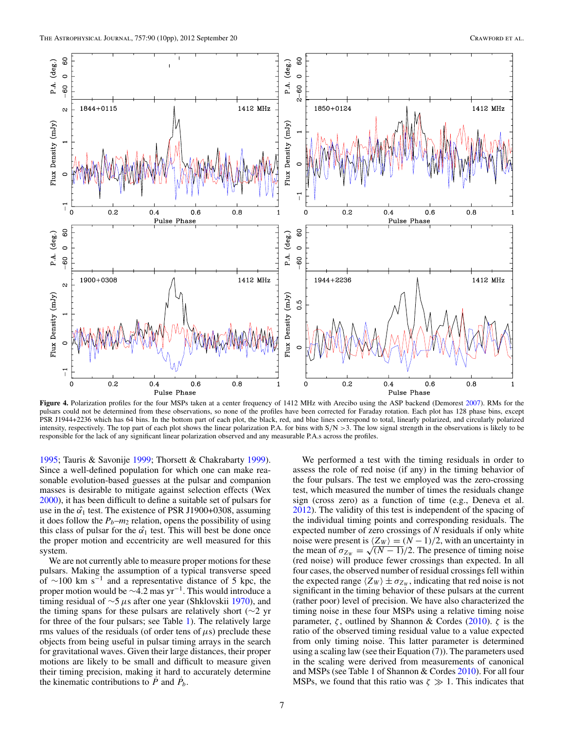Figure 4. Polarization profiles for the four MSPs taken at a center frequency of 1412 MHz with Arecibo using the ASP backend (Demorest 2007). RMs for the pulsars could not be determined from these observations, so none of the profiles have been corrected for Faraday rotation. Each plot has 128 phase bins, except PSR J1944+2236 which has 64 bins. In the bottom part of each plot, the black, red, and blue lines correspond to total, linearly polarized, and circularly polarized intensity, respectively. The top part of each plot shows the linear polarization P.A. for bins with S/N >3. The low signal strength in the observations is likely to be responsible for the lack of any significant linear polarization observed and any measurable P.A.s across the profiles.

1995; Tauris & Savonije 1999; Thorsett & Chakrabarty 1999). Since a well-defined population for which one can make reasonable evolution-based guesses at the pulsar and companion masses is desirable to mitigate against selection effects (Wex 2000), it has been difficult to define a suitable set of pulsars for use in the $\hat{\alpha_1}$ test. The existence of PSR J1900+0308, assuming it does follow the $P_b$–$m_2$ relation, opens the possibility of using this class of pulsar for the $\hat{\alpha_1}$ test. This will best be done once the proper motion and eccentricity are well measured for this system.

We are not currently able to measure proper motions for these pulsars. Making the assumption of a typical transverse speed of $\sim$100 km s$^{-1}$ and a representative distance of 5 kpc, the proper motion would be $\sim$4.2 mas yr$^{-1}$. This would introduce a timing residual of $\sim$5 $\mu$s after one year (Shklovskii 1970), and the timing spans for these pulsars are relatively short ($\sim$2 yr for three of the four pulsars; see Table 1). The relatively large rms values of the residuals (of order tens of $\mu$s) preclude these objects from being useful in pulsar timing arrays in the search for gravitational waves. Given their large distances, their proper motions are likely to be small and difficult to measure given their timing precision, making it hard to accurately determine the kinematic contributions to $\dot{P}$ and $\dot{P}_b$.

We performed a test with the timing residuals in order to assess the role of red noise (if any) in the timing behavior of the four pulsars. The test we employed was the zero-crossing test, which measured the number of times the residuals change sign (cross zero) as a function of time (e.g., Deneva et al. 2012). The validity of this test is independent of the spacing of the individual timing points and corresponding residuals. The expected number of zero crossings of $N$ residuals if only white noise were present is $\langle Z_W \rangle = (N-1)/2$, with an uncertainty in the mean of $\sigma_{Z_W} = \sqrt{(N-1)}/2$. The presence of timing noise (red noise) will produce fewer crossings than expected. In all four cases, the observed number of residual crossings fell within the expected range $\langle Z_W \rangle \pm \sigma_{Z_W}$, indicating that red noise is not significant in the timing behavior of these pulsars at the current (rather poor) level of precision. We have also characterized the timing noise in these four MSPs using a relative timing noise parameter, $\zeta$, outlined by Shannon & Cordes (2010). $\zeta$ is the ratio of the observed timing residual value to a value expected from only timing noise. This latter parameter is determined using a scaling law (see their Equation (7)). The parameters used in the scaling were derived from measurements of canonical and MSPs (see Table 1 of Shannon & Cordes 2010). For all four MSPs, we found that this ratio was $\zeta \gg 1$. This indicates that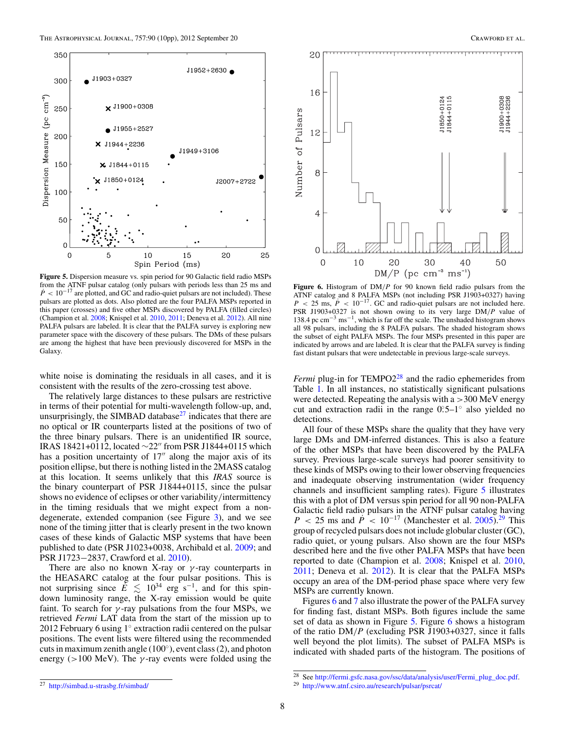**Figure 5.** Dispersion measure vs. spin period for 90 Galactic field radio MSPs from the ATNF pulsar catalog (only pulsars with periods less than 25 ms and $\dot{P} < 10^{-17}$ are plotted, and GC and radio-quiet pulsars are not included). These pulsars are plotted as dots. Also plotted are the four PALFA MSPs reported in this paper (crosses) and five other MSPs discovered by PALFA (filled circles) (Champion et al. 2008; Knispel et al. 2010, 2011; Deneva et al. 2012). All nine PALFA pulsars are labeled. It is clear that the PALFA survey is exploring new parameter space with the discovery of these pulsars. The DMs of these pulsars are among the highest that have been previously discovered for MSPs in the Galaxy.

**Figure 6.** Histogram of DM/$P$ for 90 known field radio pulsars from the ATNF catalog and 8 PALFA MSPs (not including PSR J1903+0327) having $P < 25$ ms, $\dot{P} < 10^{-17}$. GC and radio-quiet pulsars are not included here. PSR J1903+0327 is not shown owing to its very large DM/$P$ value of 138.4 pc cm$^{-3}$ ms$^{-1}$, which is far off the scale. The unshaded histogram shows all 98 pulsars, including the 8 PALFA pulsars. The shaded histogram shows the subset of eight PALFA MSPs. The four MSPs presented in this paper are indicated by arrows and are labeled. It is clear that the PALFA survey is finding fast distant pulsars that were undetectable in previous large-scale surveys.

white noise is dominating the residuals in all cases, and it is consistent with the results of the zero-crossing test above.

The relatively large distances to these pulsars are restrictive in terms of their potential for multi-wavelength follow-up, and, unsurprisingly, the SIMBAD database[27] indicates that there are no optical or IR counterparts listed at the positions of two of the three binary pulsars. There is an unidentified IR source, IRAS 18421+0112, located ∼22″ from PSR J1844+0115 which has a position uncertainty of 17″ along the major axis of its position ellipse, but there is nothing listed in the 2MASS catalog at this location. It seems unlikely that this *IRAS* source is the binary counterpart of PSR J1844+0115, since the pulsar shows no evidence of eclipses or other variability/intermittency in the timing residuals that we might expect from a non-degenerate, extended companion (see Figure 3), and we see none of the timing jitter that is clearly present in the two known cases of these kinds of Galactic MSP systems that have been published to date (PSR J1023+0038, Archibald et al. 2009; and PSR J1723−2837, Crawford et al. 2010).

There are also no known X-ray or $\gamma$-ray counterparts in the HEASARC catalog at the four pulsar positions. This is not surprising since $\dot{E} \lesssim 10^{34}$ erg s$^{-1}$, and for this spin-down luminosity range, the X-ray emission would be quite faint. To search for $\gamma$-ray pulsations from the four MSPs, we retrieved *Fermi* LAT data from the start of the mission up to 2012 February 6 using 1° extraction radii centered on the pulsar positions. The event lists were filtered using the recommended cuts in maximum zenith angle (100°), event class (2), and photon energy (>100 MeV). The $\gamma$-ray events were folded using the *Fermi* plug-in for TEMPO2[28] and the radio ephemerides from Table 1. In all instances, no statistically significant pulsations were detected. Repeating the analysis with a >300 MeV energy cut and extraction radii in the range 0°.5–1° also yielded no detections.

All four of these MSPs share the quality that they have very large DMs and DM-inferred distances. This is also a feature of the other MSPs that have been discovered by the PALFA survey. Previous large-scale surveys had poorer sensitivity to these kinds of MSPs owing to their lower observing frequencies and inadequate observing instrumentation (wider frequency channels and insufficient sampling rates). Figure 5 illustrates this with a plot of DM versus spin period for all 90 non-PALFA Galactic field radio pulsars in the ATNF pulsar catalog having $P < 25$ ms and $\dot{P} < 10^{-17}$ (Manchester et al. 2005).[29] This group of recycled pulsars does not include globular cluster (GC), radio quiet, or young pulsars. Also shown are the four MSPs described here and the five other PALFA MSPs that have been reported to date (Champion et al. 2008; Knispel et al. 2010, 2011; Deneva et al. 2012). It is clear that the PALFA MSPs occupy an area of the DM-period phase space where very few MSPs are currently known.

Figures 6 and 7 also illustrate the power of the PALFA survey for finding fast, distant MSPs. Both figures include the same set of data as shown in Figure 5. Figure 6 shows a histogram of the ratio DM/$P$ (excluding PSR J1903+0327, since it falls well beyond the plot limits). The subset of PALFA MSPs is indicated with shaded parts of the histogram. The positions of

[27] http://simbad.u-strasbg.fr/simbad/

[28] See http://fermi.gsfc.nasa.gov/ssc/data/analysis/user/Fermi_plug_doc.pdf.

[29] http://www.atnf.csiro.au/research/pulsar/psrcat/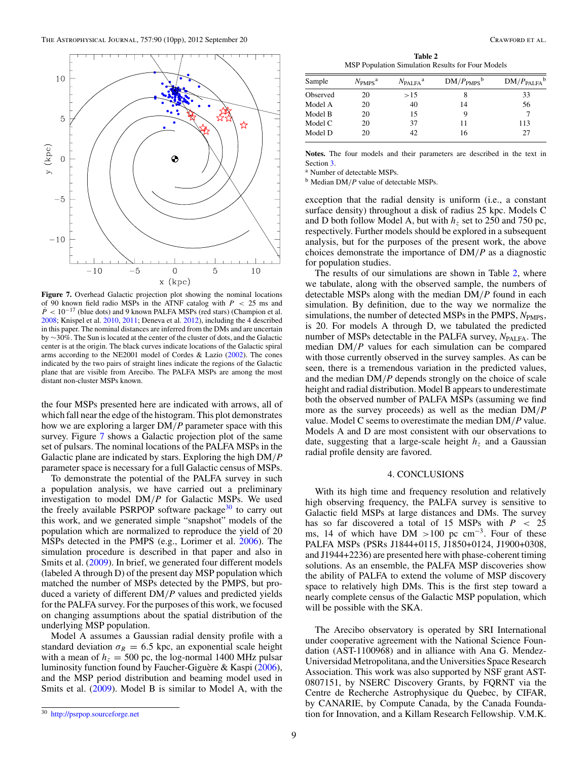**Figure 7.** Overhead Galactic projection plot showing the nominal locations of 90 known field radio MSPs in the ATNF catalog with $P < 25$ ms and $\dot{P} < 10^{-17}$ (blue dots) and 9 known PALFA MSPs (red stars) (Champion et al. 2008; Knispel et al. 2010, 2011; Deneva et al. 2012), including the 4 described in this paper. The nominal distances are inferred from the DMs and are uncertain by ~30%. The Sun is located at the center of the cluster of dots, and the Galactic center is at the origin. The black curves indicate locations of the Galactic spiral arms according to the NE2001 model of Cordes & Lazio (2002). The cones indicated by the two pairs of straight lines indicate the regions of the Galactic plane that are visible from Arecibo. The PALFA MSPs are among the most distant non-cluster MSPs known.

the four MSPs presented here are indicated with arrows, all of which fall near the edge of the histogram. This plot demonstrates how we are exploring a larger DM/$P$ parameter space with this survey. Figure 7 shows a Galactic projection plot of the same set of pulsars. The nominal locations of the PALFA MSPs in the Galactic plane are indicated by stars. Exploring the high DM/$P$ parameter space is necessary for a full Galactic census of MSPs.

To demonstrate the potential of the PALFA survey in such a population analysis, we have carried out a preliminary investigation to model DM/$P$ for Galactic MSPs. We used the freely available PSRPOP software package[30] to carry out this work, and we generated simple "snapshot" models of the population which are normalized to reproduce the yield of 20 MSPs detected in the PMPS (e.g., Lorimer et al. 2006). The simulation procedure is described in that paper and also in Smits et al. (2009). In brief, we generated four different models (labeled A through D) of the present day MSP population which matched the number of MSPs detected by the PMPS, but produced a variety of different DM/$P$ values and predicted yields for the PALFA survey. For the purposes of this work, we focused on changing assumptions about the spatial distribution of the underlying MSP population.

Model A assumes a Gaussian radial density profile with a standard deviation $\sigma_R = 6.5$ kpc, an exponential scale height with a mean of $h_z = 500$ pc, the log-normal 1400 MHz pulsar luminosity function found by Faucher-Giguère & Kaspi (2006), and the MSP period distribution and beaming model used in Smits et al. (2009). Model B is similar to Model A, with the exception that the radial density is uniform (i.e., a constant surface density) throughout a disk of radius 25 kpc. Models C and D both follow Model A, but with $h_z$ set to 250 and 750 pc, respectively. Further models should be explored in a subsequent analysis, but for the purposes of the present work, the above choices demonstrate the importance of DM/$P$ as a diagnostic for population studies.

**Table 2**
MSP Population Simulation Results for Four Models

| Sample | $N_{\rm PMPS}$[a] | $N_{\rm PALFA}$[a] | DM/$P_{\rm PMPS}$[b] | DM/$P_{\rm PALFA}$[b] |
|---|---|---|---|---|
| Observed | 20 | >15 | 8 | 33 |
| Model A | 20 | 40 | 14 | 56 |
| Model B | 20 | 15 | 9 | 7 |
| Model C | 20 | 37 | 11 | 113 |
| Model D | 20 | 42 | 16 | 27 |

**Notes.** The four models and their parameters are described in the text in Section 3.
[a] Number of detectable MSPs.
[b] Median DM/$P$ value of detectable MSPs.

The results of our simulations are shown in Table 2, where we tabulate, along with the observed sample, the numbers of detectable MSPs along with the median DM/$P$ found in each simulation. By definition, due to the way we normalize the simulations, the number of detected MSPs in the PMPS, $N_{\rm PMPS}$, is 20. For models A through D, we tabulated the predicted number of MSPs detectable in the PALFA survey, $N_{\rm PALFA}$. The median DM/$P$ values for each simulation can be compared with those currently observed in the survey samples. As can be seen, there is a tremendous variation in the predicted values, and the median DM/$P$ depends strongly on the choice of scale height and radial distribution. Model B appears to underestimate both the observed number of PALFA MSPs (assuming we find more as the survey proceeds) as well as the median DM/$P$ value. Model C seems to overestimate the median DM/$P$ value. Models A and D are most consistent with our observations to date, suggesting that a large-scale height $h_z$ and a Gaussian radial profile density are favored.

## 4. CONCLUSIONS

With its high time and frequency resolution and relatively high observing frequency, the PALFA survey is sensitive to Galactic field MSPs at large distances and DMs. The survey has so far discovered a total of 15 MSPs with $P < 25$ ms, 14 of which have DM $>100$ pc cm$^{-3}$. Four of these PALFA MSPs (PSRs J1844+0115, J1850+0124, J1900+0308, and J1944+2236) are presented here with phase-coherent timing solutions. As an ensemble, the PALFA MSP discoveries show the ability of PALFA to extend the volume of MSP discovery space to relatively high DMs. This is the first step toward a nearly complete census of the Galactic MSP population, which will be possible with the SKA.

The Arecibo observatory is operated by SRI International under cooperative agreement with the National Science Foundation (AST-1100968) and in alliance with Ana G. Mendez-Universidad Metropolitana, and the Universities Space Research Association. This work was also supported by NSF grant AST-0807151, by NSERC Discovery Grants, by FQRNT via the Centre de Recherche Astrophysique du Quebec, by CIFAR, by CANARIE, by Compute Canada, by the Canada Foundation for Innovation, and a Killam Research Fellowship. V.M.K.

[30] http://psrpop.sourceforge.net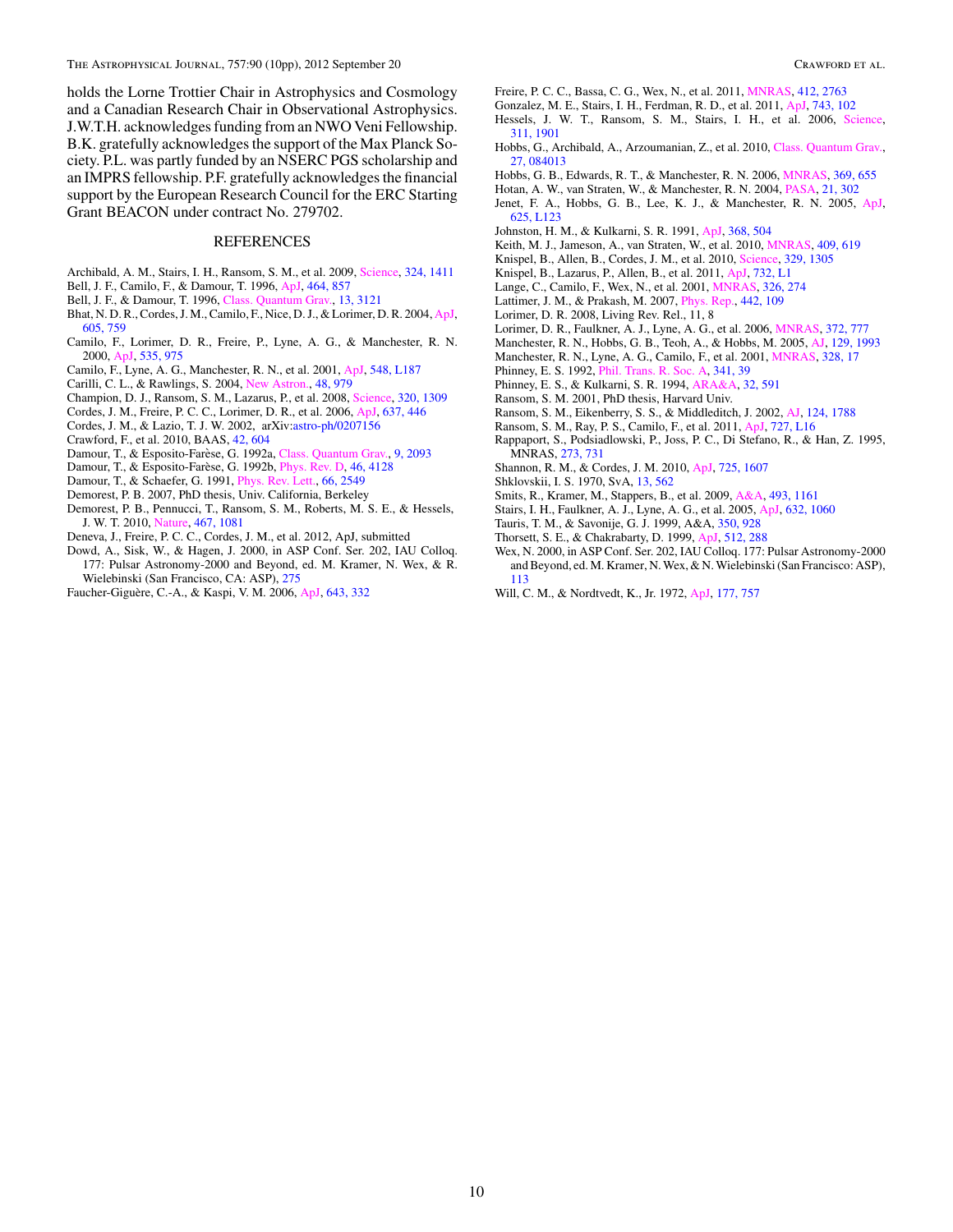holds the Lorne Trottier Chair in Astrophysics and Cosmology and a Canadian Research Chair in Observational Astrophysics. J.W.T.H. acknowledges funding from an NWO Veni Fellowship. B.K. gratefully acknowledges the support of the Max Planck Society. P.L. was partly funded by an NSERC PGS scholarship and an IMPRS fellowship. P.F. gratefully acknowledges the financial support by the European Research Council for the ERC Starting Grant BEACON under contract No. 279702.

## REFERENCES

Archibald, A. M., Stairs, I. H., Ransom, S. M., et al. 2009, Science, 324, 1411
Bell, J. F., Camilo, F., & Damour, T. 1996, ApJ, 464, 857
Bell, J. F., & Damour, T. 1996, Class. Quantum Grav., 13, 3121
Bhat, N. D. R., Cordes, J. M., Camilo, F., Nice, D. J., & Lorimer, D. R. 2004, ApJ, 605, 759
Camilo, F., Lorimer, D. R., Freire, P., Lyne, A. G., & Manchester, R. N. 2000, ApJ, 535, 975
Camilo, F., Lyne, A. G., Manchester, R. N., et al. 2001, ApJ, 548, L187
Carilli, C. L., & Rawlings, S. 2004, New Astron., 48, 979
Champion, D. J., Ransom, S. M., Lazarus, P., et al. 2008, Science, 320, 1309
Cordes, J. M., Freire, P. C. C., Lorimer, D. R., et al. 2006, ApJ, 637, 446
Cordes, J. M., & Lazio, T. J. W. 2002, arXiv:astro-ph/0207156
Crawford, F., et al. 2010, BAAS, 42, 604
Damour, T., & Esposito-Farèse, G. 1992a, Class. Quantum Grav., 9, 2093
Damour, T., & Esposito-Farèse, G. 1992b, Phys. Rev. D, 46, 4128
Damour, T., & Schaefer, G. 1991, Phys. Rev. Lett., 66, 2549
Demorest, P. B. 2007, PhD thesis, Univ. California, Berkeley
Demorest, P. B., Pennucci, T., Ransom, S. M., Roberts, M. S. E., & Hessels, J. W. T. 2010, Nature, 467, 1081
Deneva, J., Freire, P. C. C., Cordes, J. M., et al. 2012, ApJ, submitted
Dowd, A., Sisk, W., & Hagen, J. 2000, in ASP Conf. Ser. 202, IAU Colloq. 177: Pulsar Astronomy-2000 and Beyond, ed. M. Kramer, N. Wex, & R. Wielebinski (San Francisco, CA: ASP), 275
Faucher-Giguère, C.-A., & Kaspi, V. M. 2006, ApJ, 643, 332
Freire, P. C. C., Bassa, C. G., Wex, N., et al. 2011, MNRAS, 412, 2763
Gonzalez, M. E., Stairs, I. H., Ferdman, R. D., et al. 2011, ApJ, 743, 102
Hessels, J. W. T., Ransom, S. M., Stairs, I. H., et al. 2006, Science, 311, 1901
Hobbs, G., Archibald, A., Arzoumanian, Z., et al. 2010, Class. Quantum Grav., 27, 084013
Hobbs, G. B., Edwards, R. T., & Manchester, R. N. 2006, MNRAS, 369, 655
Hotan, A. W., van Straten, W., & Manchester, R. N. 2004, PASA, 21, 302
Jenet, F. A., Hobbs, G. B., Lee, K. J., & Manchester, R. N. 2005, ApJ, 625, L123
Johnston, H. M., & Kulkarni, S. R. 1991, ApJ, 368, 504
Keith, M. J., Jameson, A., van Straten, W., et al. 2010, MNRAS, 409, 619
Knispel, B., Allen, B., Cordes, J. M., et al. 2010, Science, 329, 1305
Knispel, B., Lazarus, P., Allen, B., et al. 2011, ApJ, 732, L1
Lange, C., Camilo, F., Wex, N., et al. 2001, MNRAS, 326, 274
Lattimer, J. M., & Prakash, M. 2007, Phys. Rep., 442, 109
Lorimer, D. R. 2008, Living Rev. Rel., 11, 8
Lorimer, D. R., Faulkner, A. J., Lyne, A. G., et al. 2006, MNRAS, 372, 777
Manchester, R. N., Hobbs, G. B., Teoh, A., & Hobbs, M. 2005, AJ, 129, 1993
Manchester, R. N., Lyne, A. G., Camilo, F., et al. 2001, MNRAS, 328, 17
Phinney, E. S. 1992, Phil. Trans. R. Soc. A, 341, 39
Phinney, E. S., & Kulkarni, S. R. 1994, ARA&A, 32, 591
Ransom, S. M. 2001, PhD thesis, Harvard Univ.
Ransom, S. M., Eikenberry, S. S., & Middleditch, J. 2002, AJ, 124, 1788
Ransom, S. M., Ray, P. S., Camilo, F., et al. 2011, ApJ, 727, L16
Rappaport, S., Podsiadlowski, P., Joss, P. C., Di Stefano, R., & Han, Z. 1995, MNRAS, 273, 731
Shannon, R. M., & Cordes, J. M. 2010, ApJ, 725, 1607
Shklovskii, I. S. 1970, SvA, 13, 562
Smits, R., Kramer, M., Stappers, B., et al. 2009, A&A, 493, 1161
Stairs, I. H., Faulkner, A. J., Lyne, A. G., et al. 2005, ApJ, 632, 1060
Tauris, T. M., & Savonije, G. J. 1999, A&A, 350, 928
Thorsett, S. E., & Chakrabarty, D. 1999, ApJ, 512, 288
Wex, N. 2000, in ASP Conf. Ser. 202, IAU Colloq. 177: Pulsar Astronomy-2000 and Beyond, ed. M. Kramer, N. Wex, & N. Wielebinski (San Francisco: ASP), 113
Will, C. M., & Nordtvedt, K., Jr. 1972, ApJ, 177, 757